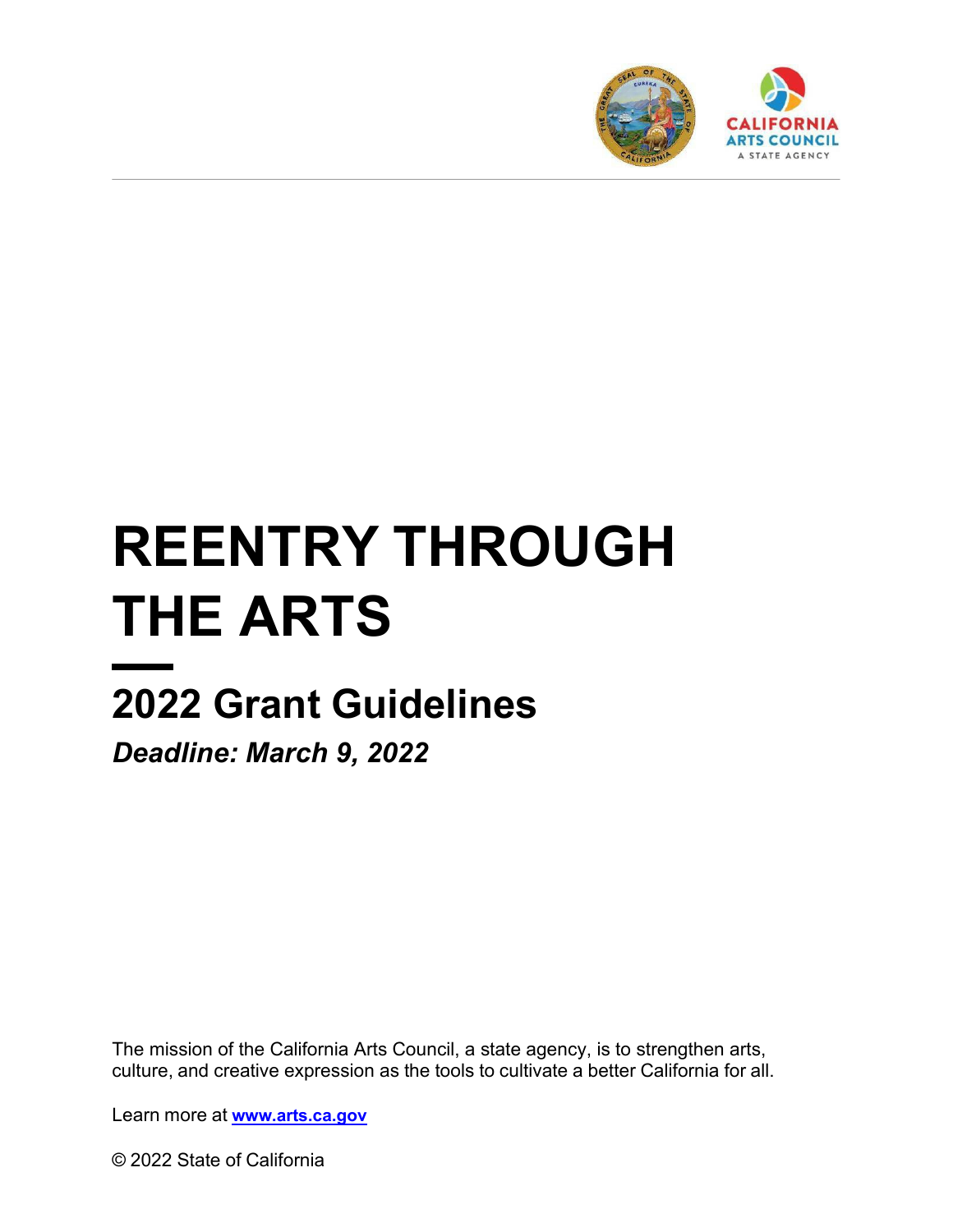# REENTRY THROUGH THE ARTS

## 2022 Grant Guidelines

***Deadline: March 9, 2022***

The mission of the California Arts Council, a state agency, is to strengthen arts, culture, and creative expression as the tools to cultivate a better California for all.

Learn more at **[www.arts.ca.gov](http://www.arts.ca.gov)**

© 2022 State of California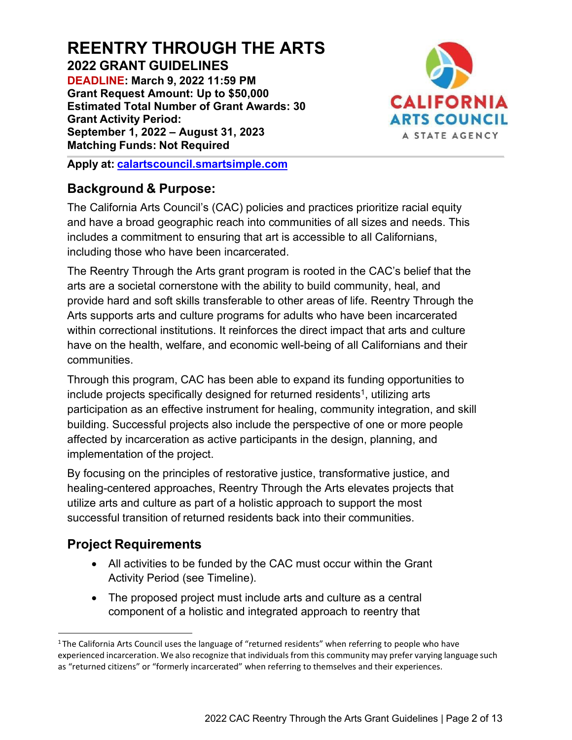# REENTRY THROUGH THE ARTS

**2022 GRANT GUIDELINES**

**DEADLINE: March 9, 2022 11:59 PM**
**Grant Request Amount: Up to $50,000**
**Estimated Total Number of Grant Awards: 30**
**Grant Activity Period:**
**September 1, 2022 – August 31, 2023**
**Matching Funds: Not Required**

**Apply at: [calartscouncil.smartsimple.com](calartscouncil.smartsimple.com)**

## Background & Purpose:

The California Arts Council's (CAC) policies and practices prioritize racial equity and have a broad geographic reach into communities of all sizes and needs. This includes a commitment to ensuring that art is accessible to all Californians, including those who have been incarcerated.

The Reentry Through the Arts grant program is rooted in the CAC's belief that the arts are a societal cornerstone with the ability to build community, heal, and provide hard and soft skills transferable to other areas of life. Reentry Through the Arts supports arts and culture programs for adults who have been incarcerated within correctional institutions. It reinforces the direct impact that arts and culture have on the health, welfare, and economic well-being of all Californians and their communities.

Through this program, CAC has been able to expand its funding opportunities to include projects specifically designed for returned residents[1], utilizing arts participation as an effective instrument for healing, community integration, and skill building. Successful projects also include the perspective of one or more people affected by incarceration as active participants in the design, planning, and implementation of the project.

By focusing on the principles of restorative justice, transformative justice, and healing-centered approaches, Reentry Through the Arts elevates projects that utilize arts and culture as part of a holistic approach to support the most successful transition of returned residents back into their communities.

## Project Requirements

- All activities to be funded by the CAC must occur within the Grant Activity Period (see Timeline).
- The proposed project must include arts and culture as a central component of a holistic and integrated approach to reentry that

[1] The California Arts Council uses the language of "returned residents" when referring to people who have experienced incarceration. We also recognize that individuals from this community may prefer varying language such as "returned citizens" or "formerly incarcerated" when referring to themselves and their experiences.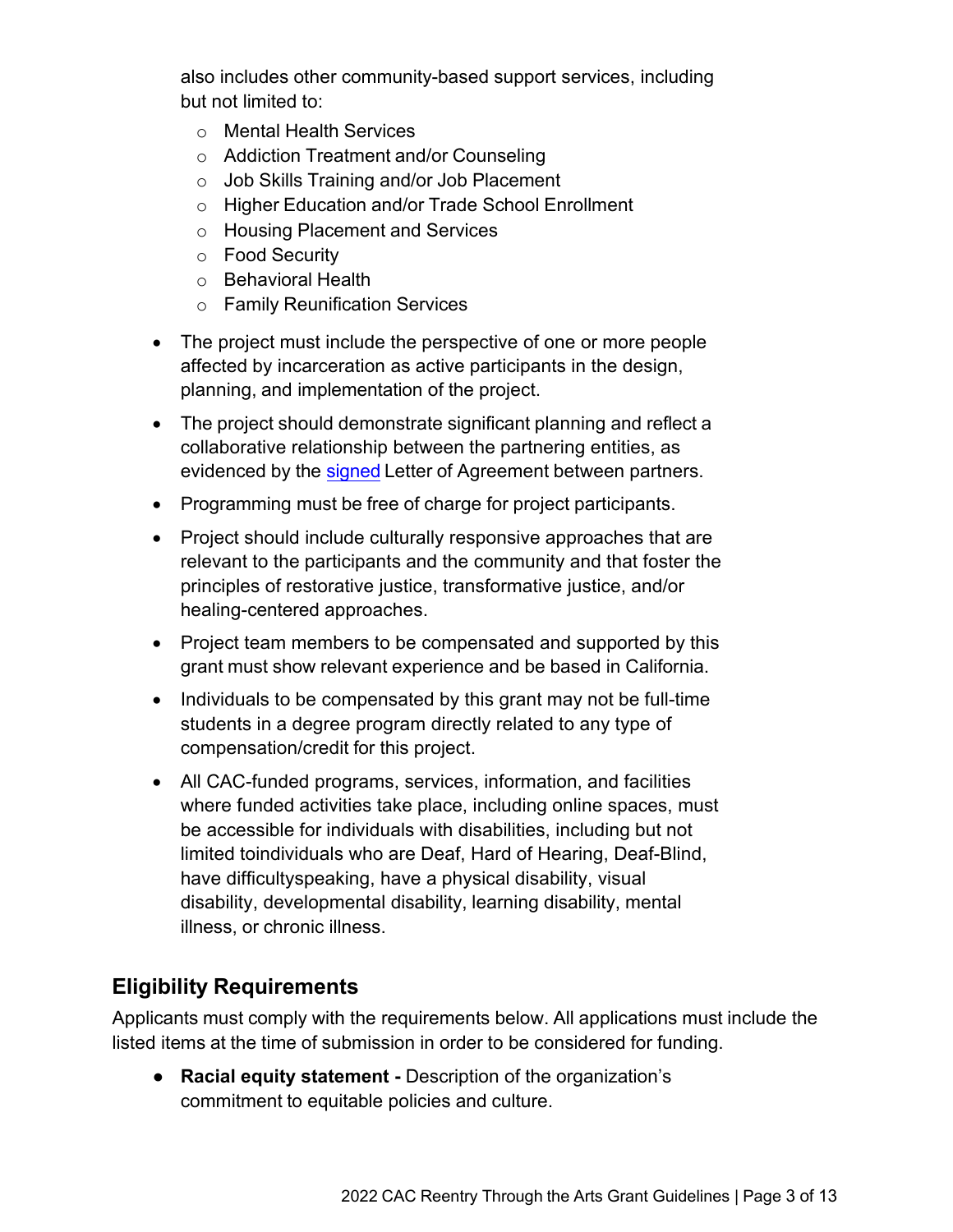also includes other community-based support services, including but not limited to:

- Mental Health Services
- Addiction Treatment and/or Counseling
- Job Skills Training and/or Job Placement
- Higher Education and/or Trade School Enrollment
- Housing Placement and Services
- Food Security
- Behavioral Health
- Family Reunification Services

- The project must include the perspective of one or more people affected by incarceration as active participants in the design, planning, and implementation of the project.
- The project should demonstrate significant planning and reflect a collaborative relationship between the partnering entities, as evidenced by the signed Letter of Agreement between partners.
- Programming must be free of charge for project participants.
- Project should include culturally responsive approaches that are relevant to the participants and the community and that foster the principles of restorative justice, transformative justice, and/or healing-centered approaches.
- Project team members to be compensated and supported by this grant must show relevant experience and be based in California.
- Individuals to be compensated by this grant may not be full-time students in a degree program directly related to any type of compensation/credit for this project.
- All CAC-funded programs, services, information, and facilities where funded activities take place, including online spaces, must be accessible for individuals with disabilities, including but not limited toindividuals who are Deaf, Hard of Hearing, Deaf-Blind, have difficultyspeaking, have a physical disability, visual disability, developmental disability, learning disability, mental illness, or chronic illness.

## Eligibility Requirements

Applicants must comply with the requirements below. All applications must include the listed items at the time of submission in order to be considered for funding.

- **Racial equity statement -** Description of the organization's commitment to equitable policies and culture.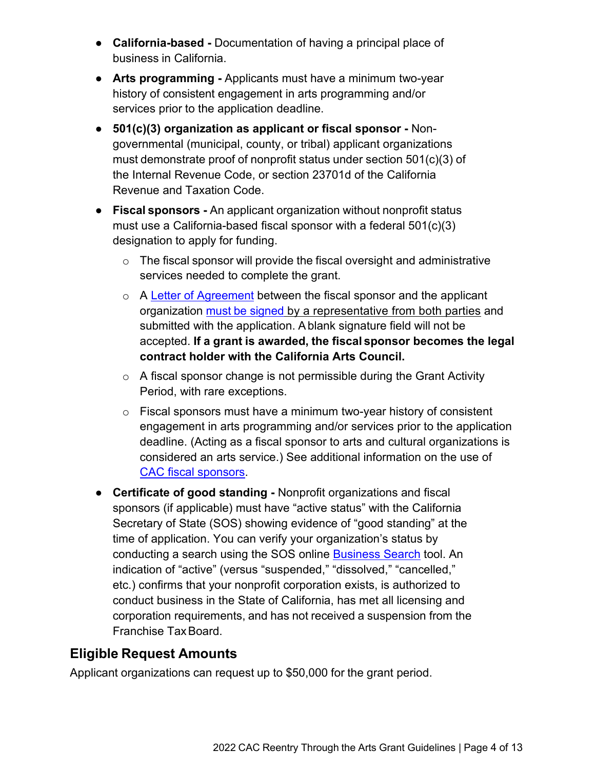- **California-based -** Documentation of having a principal place of business in California.
- **Arts programming -** Applicants must have a minimum two-year history of consistent engagement in arts programming and/or services prior to the application deadline.
- **501(c)(3) organization as applicant or fiscal sponsor -** Non-governmental (municipal, county, or tribal) applicant organizations must demonstrate proof of nonprofit status under section 501(c)(3) of the Internal Revenue Code, or section 23701d of the California Revenue and Taxation Code.
- **Fiscal sponsors -** An applicant organization without nonprofit status must use a California-based fiscal sponsor with a federal 501(c)(3) designation to apply for funding.
  - The fiscal sponsor will provide the fiscal oversight and administrative services needed to complete the grant.
  - A Letter of Agreement between the fiscal sponsor and the applicant organization must be signed by a representative from both parties and submitted with the application. A blank signature field will not be accepted. **If a grant is awarded, the fiscal sponsor becomes the legal contract holder with the California Arts Council.**
  - A fiscal sponsor change is not permissible during the Grant Activity Period, with rare exceptions.
  - Fiscal sponsors must have a minimum two-year history of consistent engagement in arts programming and/or services prior to the application deadline. (Acting as a fiscal sponsor to arts and cultural organizations is considered an arts service.) See additional information on the use of CAC fiscal sponsors.
- **Certificate of good standing -** Nonprofit organizations and fiscal sponsors (if applicable) must have "active status" with the California Secretary of State (SOS) showing evidence of "good standing" at the time of application. You can verify your organization's status by conducting a search using the SOS online Business Search tool. An indication of "active" (versus "suspended," "dissolved," "cancelled," etc.) confirms that your nonprofit corporation exists, is authorized to conduct business in the State of California, has met all licensing and corporation requirements, and has not received a suspension from the Franchise Tax Board.

## Eligible Request Amounts

Applicant organizations can request up to $50,000 for the grant period.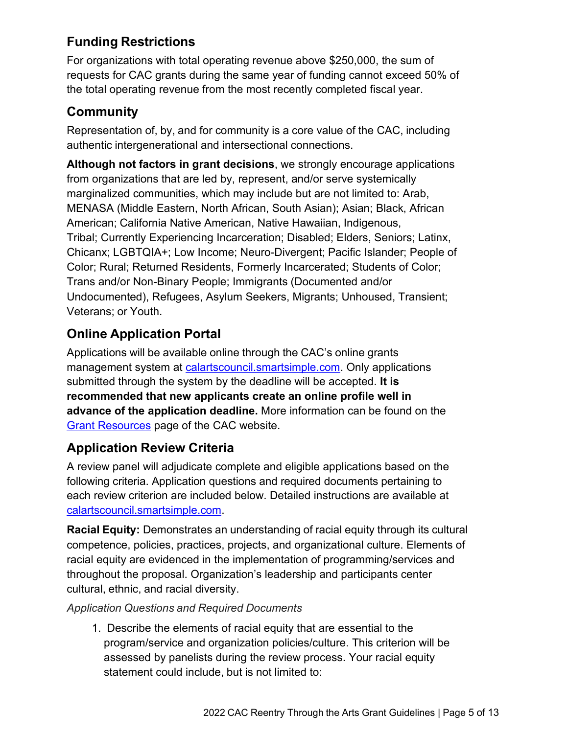## Funding Restrictions

For organizations with total operating revenue above $250,000, the sum of requests for CAC grants during the same year of funding cannot exceed 50% of the total operating revenue from the most recently completed fiscal year.

## Community

Representation of, by, and for community is a core value of the CAC, including authentic intergenerational and intersectional connections.

**Although not factors in grant decisions**, we strongly encourage applications from organizations that are led by, represent, and/or serve systemically marginalized communities, which may include but are not limited to: Arab, MENASA (Middle Eastern, North African, South Asian); Asian; Black, African American; California Native American, Native Hawaiian, Indigenous, Tribal; Currently Experiencing Incarceration; Disabled; Elders, Seniors; Latinx, Chicanx; LGBTQIA+; Low Income; Neuro-Divergent; Pacific Islander; People of Color; Rural; Returned Residents, Formerly Incarcerated; Students of Color; Trans and/or Non-Binary People; Immigrants (Documented and/or Undocumented), Refugees, Asylum Seekers, Migrants; Unhoused, Transient; Veterans; or Youth.

## Online Application Portal

Applications will be available online through the CAC's online grants management system at [calartscouncil.smartsimple.com](calartscouncil.smartsimple.com). Only applications submitted through the system by the deadline will be accepted. **It is recommended that new applicants create an online profile well in advance of the application deadline.** More information can be found on the [Grant Resources]() page of the CAC website.

## Application Review Criteria

A review panel will adjudicate complete and eligible applications based on the following criteria. Application questions and required documents pertaining to each review criterion are included below. Detailed instructions are available at [calartscouncil.smartsimple.com](calartscouncil.smartsimple.com).

**Racial Equity:** Demonstrates an understanding of racial equity through its cultural competence, policies, practices, projects, and organizational culture. Elements of racial equity are evidenced in the implementation of programming/services and throughout the proposal. Organization's leadership and participants center cultural, ethnic, and racial diversity.

*Application Questions and Required Documents*

1. Describe the elements of racial equity that are essential to the program/service and organization policies/culture. This criterion will be assessed by panelists during the review process. Your racial equity statement could include, but is not limited to: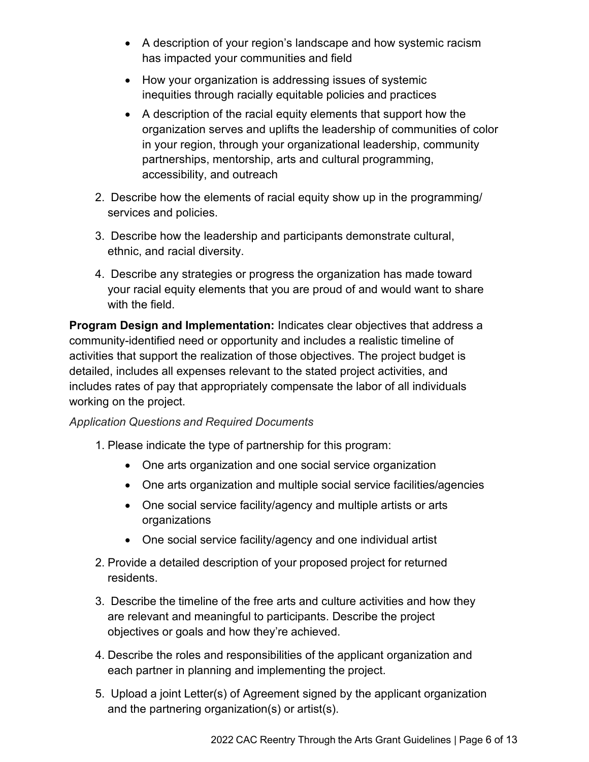- A description of your region's landscape and how systemic racism has impacted your communities and field
- How your organization is addressing issues of systemic inequities through racially equitable policies and practices
- A description of the racial equity elements that support how the organization serves and uplifts the leadership of communities of color in your region, through your organizational leadership, community partnerships, mentorship, arts and cultural programming, accessibility, and outreach

2. Describe how the elements of racial equity show up in the programming/ services and policies.
3. Describe how the leadership and participants demonstrate cultural, ethnic, and racial diversity.
4. Describe any strategies or progress the organization has made toward your racial equity elements that you are proud of and would want to share with the field.

**Program Design and Implementation:** Indicates clear objectives that address a community-identified need or opportunity and includes a realistic timeline of activities that support the realization of those objectives. The project budget is detailed, includes all expenses relevant to the stated project activities, and includes rates of pay that appropriately compensate the labor of all individuals working on the project.

*Application Questions and Required Documents*

1. Please indicate the type of partnership for this program:
    - One arts organization and one social service organization
    - One arts organization and multiple social service facilities/agencies
    - One social service facility/agency and multiple artists or arts organizations
    - One social service facility/agency and one individual artist
2. Provide a detailed description of your proposed project for returned residents.
3. Describe the timeline of the free arts and culture activities and how they are relevant and meaningful to participants. Describe the project objectives or goals and how they're achieved.
4. Describe the roles and responsibilities of the applicant organization and each partner in planning and implementing the project.
5. Upload a joint Letter(s) of Agreement signed by the applicant organization and the partnering organization(s) or artist(s).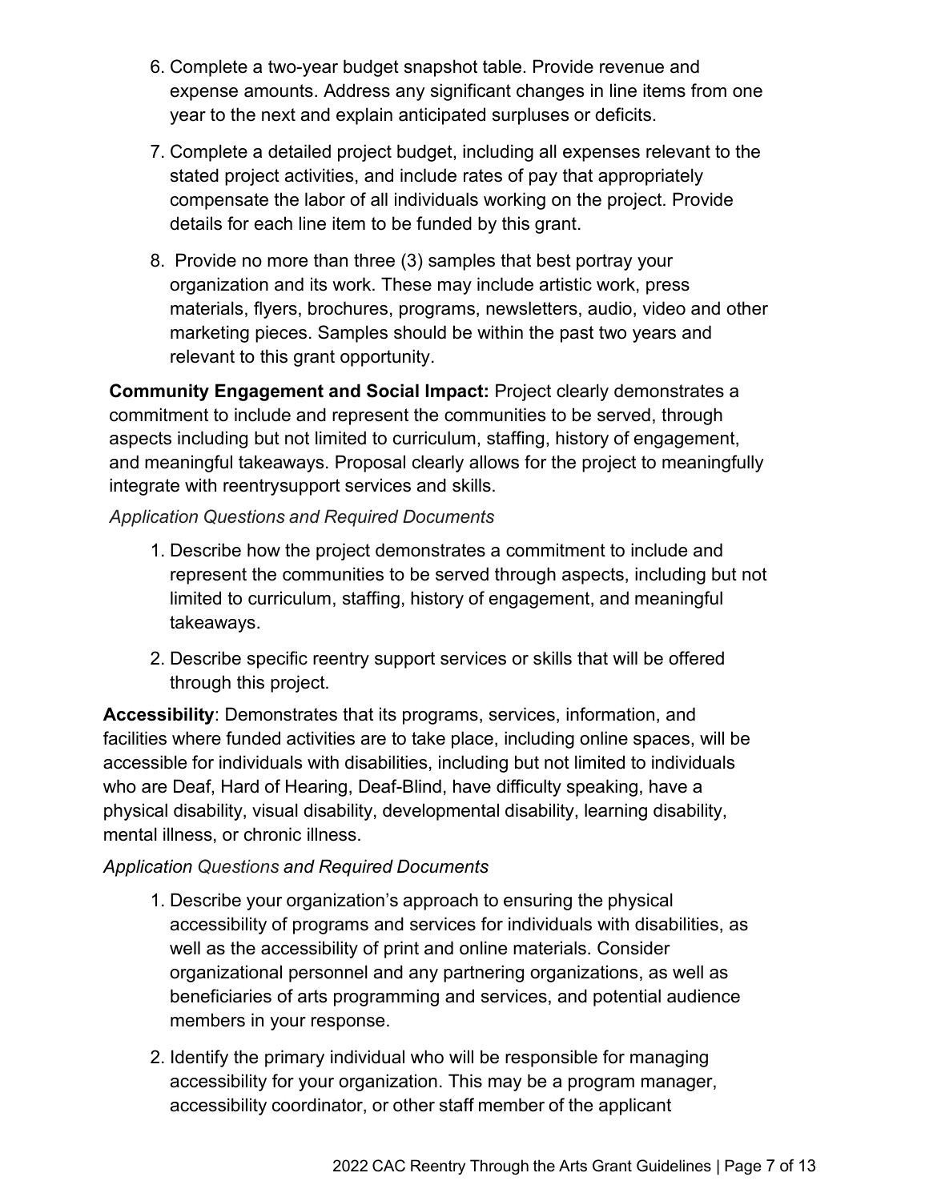6. Complete a two-year budget snapshot table. Provide revenue and expense amounts. Address any significant changes in line items from one year to the next and explain anticipated surpluses or deficits.

7. Complete a detailed project budget, including all expenses relevant to the stated project activities, and include rates of pay that appropriately compensate the labor of all individuals working on the project. Provide details for each line item to be funded by this grant.

8. Provide no more than three (3) samples that best portray your organization and its work. These may include artistic work, press materials, flyers, brochures, programs, newsletters, audio, video and other marketing pieces. Samples should be within the past two years and relevant to this grant opportunity.

**Community Engagement and Social Impact:** Project clearly demonstrates a commitment to include and represent the communities to be served, through aspects including but not limited to curriculum, staffing, history of engagement, and meaningful takeaways. Proposal clearly allows for the project to meaningfully integrate with reentrysupport services and skills.

*Application Questions and Required Documents*

1. Describe how the project demonstrates a commitment to include and represent the communities to be served through aspects, including but not limited to curriculum, staffing, history of engagement, and meaningful takeaways.

2. Describe specific reentry support services or skills that will be offered through this project.

**Accessibility**: Demonstrates that its programs, services, information, and facilities where funded activities are to take place, including online spaces, will be accessible for individuals with disabilities, including but not limited to individuals who are Deaf, Hard of Hearing, Deaf-Blind, have difficulty speaking, have a physical disability, visual disability, developmental disability, learning disability, mental illness, or chronic illness.

*Application Questions and Required Documents*

1. Describe your organization's approach to ensuring the physical accessibility of programs and services for individuals with disabilities, as well as the accessibility of print and online materials. Consider organizational personnel and any partnering organizations, as well as beneficiaries of arts programming and services, and potential audience members in your response.

2. Identify the primary individual who will be responsible for managing accessibility for your organization. This may be a program manager, accessibility coordinator, or other staff member of the applicant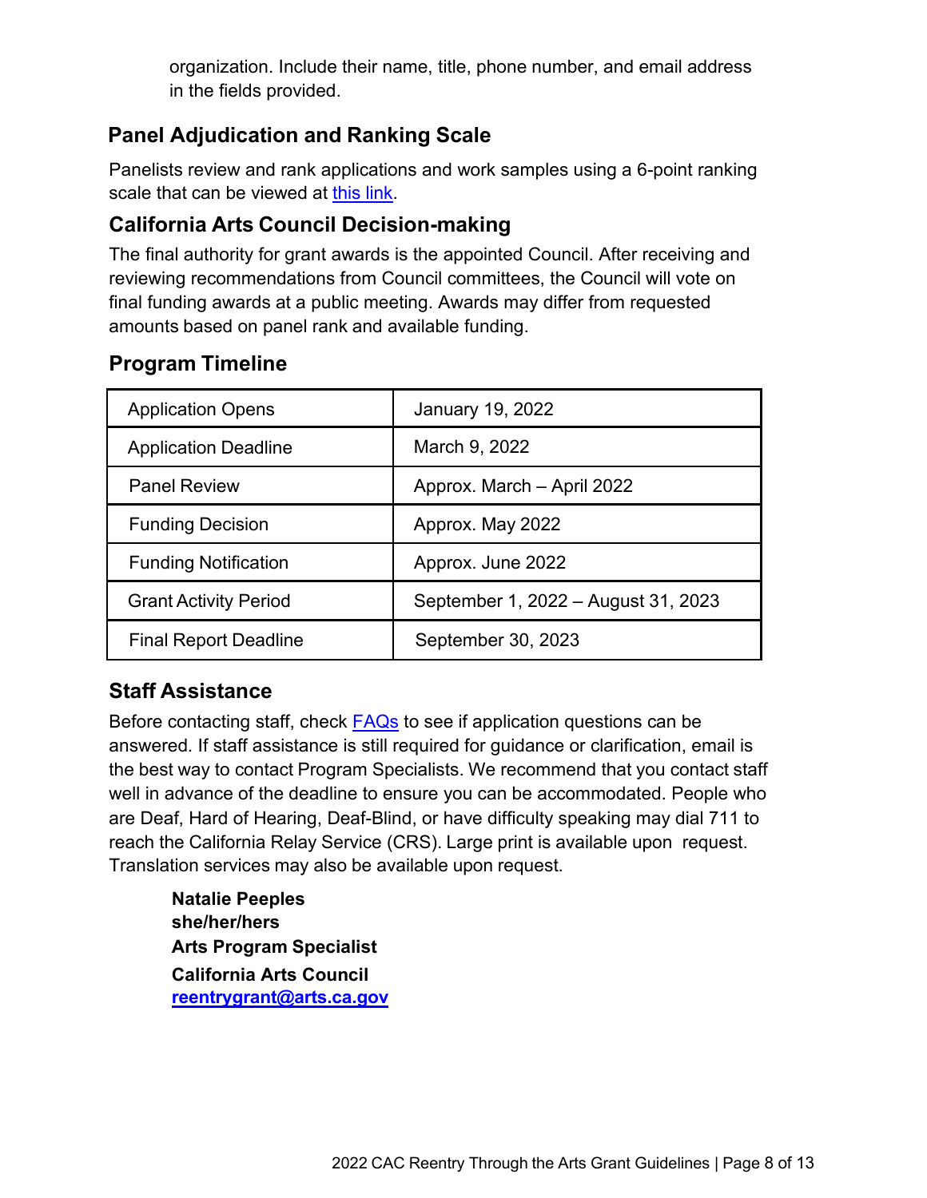organization. Include their name, title, phone number, and email address in the fields provided.

## Panel Adjudication and Ranking Scale

Panelists review and rank applications and work samples using a 6-point ranking scale that can be viewed at [this link].

## California Arts Council Decision-making

The final authority for grant awards is the appointed Council. After receiving and reviewing recommendations from Council committees, the Council will vote on final funding awards at a public meeting. Awards may differ from requested amounts based on panel rank and available funding.

## Program Timeline

| | |
|---|---|
| Application Opens | January 19, 2022 |
| Application Deadline | March 9, 2022 |
| Panel Review | Approx. March – April 2022 |
| Funding Decision | Approx. May 2022 |
| Funding Notification | Approx. June 2022 |
| Grant Activity Period | September 1, 2022 – August 31, 2023 |
| Final Report Deadline | September 30, 2023 |

## Staff Assistance

Before contacting staff, check FAQs to see if application questions can be answered. If staff assistance is still required for guidance or clarification, email is the best way to contact Program Specialists. We recommend that you contact staff well in advance of the deadline to ensure you can be accommodated. People who are Deaf, Hard of Hearing, Deaf-Blind, or have difficulty speaking may dial 711 to reach the California Relay Service (CRS). Large print is available upon request. Translation services may also be available upon request.

**Natalie Peeples**
**she/her/hers**
**Arts Program Specialist**
**California Arts Council**
**reentrygrant@arts.ca.gov**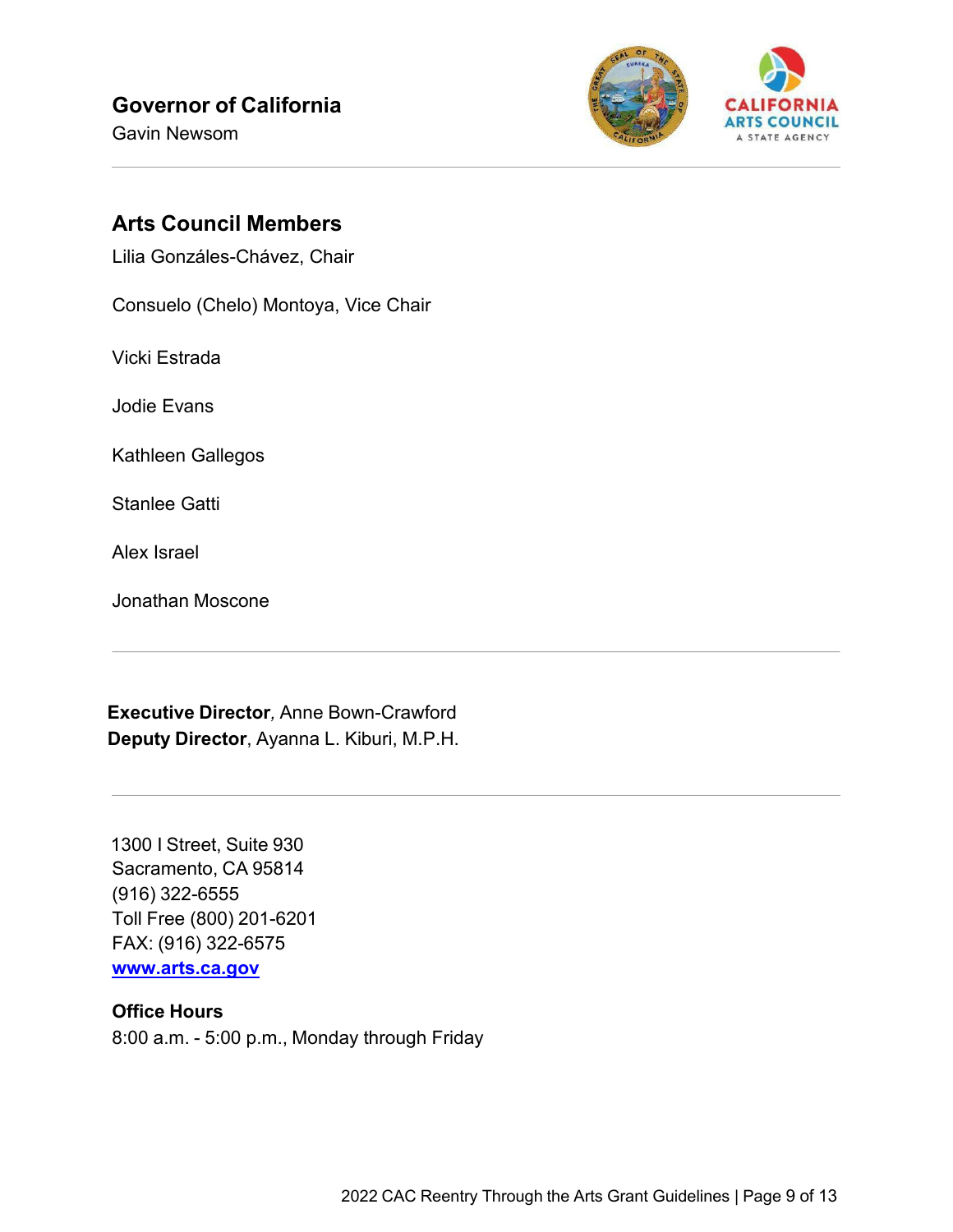**Governor of California**
Gavin Newsom

---

## Arts Council Members

Lilia Gonzáles-Chávez, Chair

Consuelo (Chelo) Montoya, Vice Chair

Vicki Estrada

Jodie Evans

Kathleen Gallegos

Stanlee Gatti

Alex Israel

Jonathan Moscone

---

**Executive Director***,* Anne Bown-Crawford
**Deputy Director**, Ayanna L. Kiburi, M.P.H.

---

1300 I Street, Suite 930
Sacramento, CA 95814
(916) 322-6555
Toll Free (800) 201-6201
FAX: (916) 322-6575
**www.arts.ca.gov**

**Office Hours**
8:00 a.m. - 5:00 p.m., Monday through Friday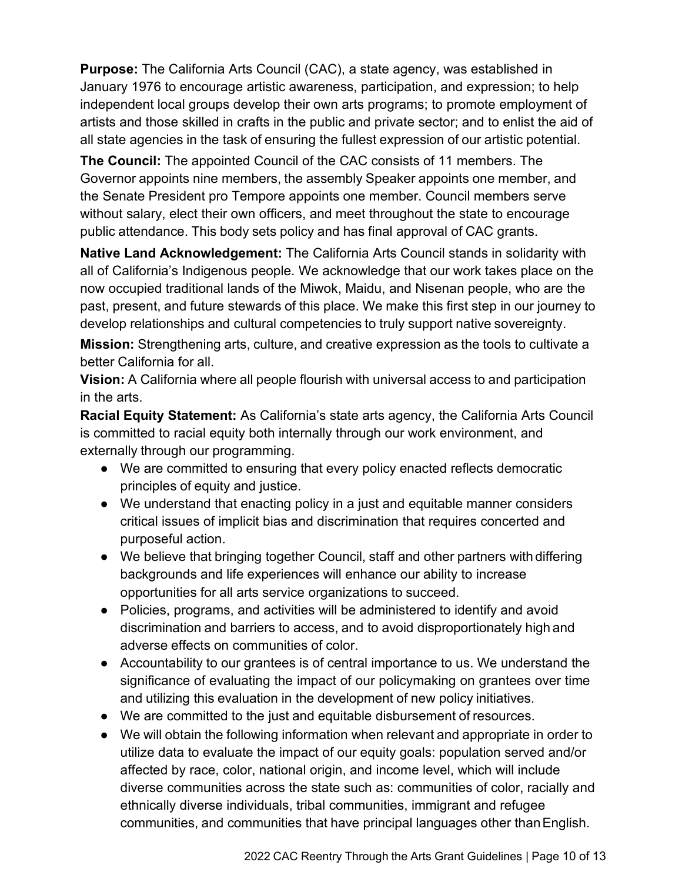**Purpose:** The California Arts Council (CAC), a state agency, was established in January 1976 to encourage artistic awareness, participation, and expression; to help independent local groups develop their own arts programs; to promote employment of artists and those skilled in crafts in the public and private sector; and to enlist the aid of all state agencies in the task of ensuring the fullest expression of our artistic potential.

**The Council:** The appointed Council of the CAC consists of 11 members. The Governor appoints nine members, the assembly Speaker appoints one member, and the Senate President pro Tempore appoints one member. Council members serve without salary, elect their own officers, and meet throughout the state to encourage public attendance. This body sets policy and has final approval of CAC grants.

**Native Land Acknowledgement:** The California Arts Council stands in solidarity with all of California's Indigenous people. We acknowledge that our work takes place on the now occupied traditional lands of the Miwok, Maidu, and Nisenan people, who are the past, present, and future stewards of this place. We make this first step in our journey to develop relationships and cultural competencies to truly support native sovereignty.

**Mission:** Strengthening arts, culture, and creative expression as the tools to cultivate a better California for all.

**Vision:** A California where all people flourish with universal access to and participation in the arts.

**Racial Equity Statement:** As California's state arts agency, the California Arts Council is committed to racial equity both internally through our work environment, and externally through our programming.

- We are committed to ensuring that every policy enacted reflects democratic principles of equity and justice.
- We understand that enacting policy in a just and equitable manner considers critical issues of implicit bias and discrimination that requires concerted and purposeful action.
- We believe that bringing together Council, staff and other partners with differing backgrounds and life experiences will enhance our ability to increase opportunities for all arts service organizations to succeed.
- Policies, programs, and activities will be administered to identify and avoid discrimination and barriers to access, and to avoid disproportionately high and adverse effects on communities of color.
- Accountability to our grantees is of central importance to us. We understand the significance of evaluating the impact of our policymaking on grantees over time and utilizing this evaluation in the development of new policy initiatives.
- We are committed to the just and equitable disbursement of resources.
- We will obtain the following information when relevant and appropriate in order to utilize data to evaluate the impact of our equity goals: population served and/or affected by race, color, national origin, and income level, which will include diverse communities across the state such as: communities of color, racially and ethnically diverse individuals, tribal communities, immigrant and refugee communities, and communities that have principal languages other than English.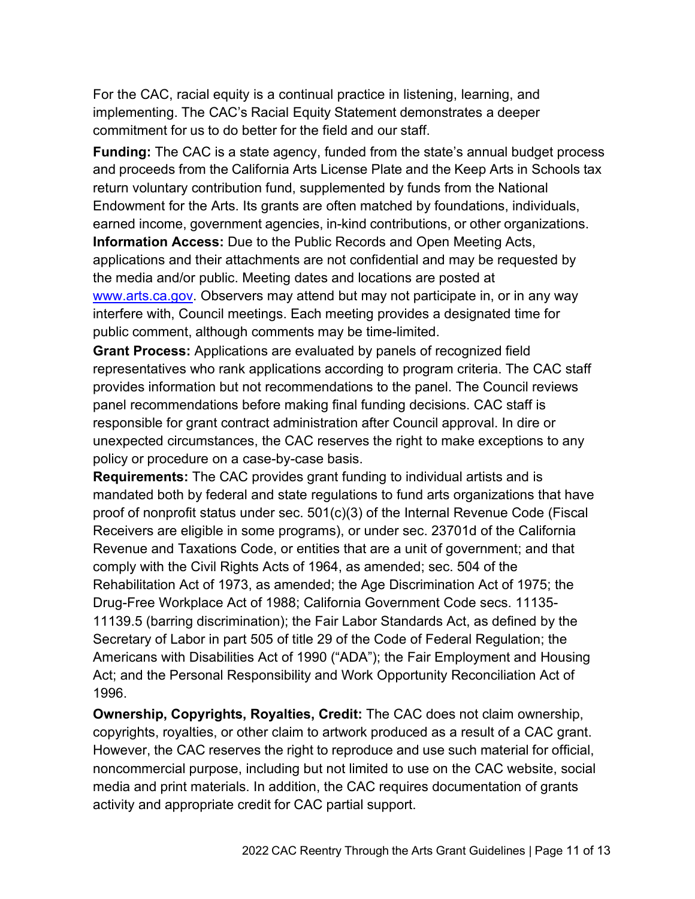For the CAC, racial equity is a continual practice in listening, learning, and implementing. The CAC's Racial Equity Statement demonstrates a deeper commitment for us to do better for the field and our staff.

**Funding:** The CAC is a state agency, funded from the state's annual budget process and proceeds from the California Arts License Plate and the Keep Arts in Schools tax return voluntary contribution fund, supplemented by funds from the National Endowment for the Arts. Its grants are often matched by foundations, individuals, earned income, government agencies, in-kind contributions, or other organizations.
**Information Access:** Due to the Public Records and Open Meeting Acts, applications and their attachments are not confidential and may be requested by the media and/or public. Meeting dates and locations are posted at [www.arts.ca.gov](http://www.arts.ca.gov). Observers may attend but may not participate in, or in any way interfere with, Council meetings. Each meeting provides a designated time for public comment, although comments may be time-limited.
**Grant Process:** Applications are evaluated by panels of recognized field representatives who rank applications according to program criteria. The CAC staff provides information but not recommendations to the panel. The Council reviews panel recommendations before making final funding decisions. CAC staff is responsible for grant contract administration after Council approval. In dire or unexpected circumstances, the CAC reserves the right to make exceptions to any policy or procedure on a case-by-case basis.
**Requirements:** The CAC provides grant funding to individual artists and is mandated both by federal and state regulations to fund arts organizations that have proof of nonprofit status under sec. 501(c)(3) of the Internal Revenue Code (Fiscal Receivers are eligible in some programs), or under sec. 23701d of the California Revenue and Taxations Code, or entities that are a unit of government; and that comply with the Civil Rights Acts of 1964, as amended; sec. 504 of the Rehabilitation Act of 1973, as amended; the Age Discrimination Act of 1975; the Drug-Free Workplace Act of 1988; California Government Code secs. 11135-11139.5 (barring discrimination); the Fair Labor Standards Act, as defined by the Secretary of Labor in part 505 of title 29 of the Code of Federal Regulation; the Americans with Disabilities Act of 1990 ("ADA"); the Fair Employment and Housing Act; and the Personal Responsibility and Work Opportunity Reconciliation Act of 1996.

**Ownership, Copyrights, Royalties, Credit:** The CAC does not claim ownership, copyrights, royalties, or other claim to artwork produced as a result of a CAC grant. However, the CAC reserves the right to reproduce and use such material for official, noncommercial purpose, including but not limited to use on the CAC website, social media and print materials. In addition, the CAC requires documentation of grants activity and appropriate credit for CAC partial support.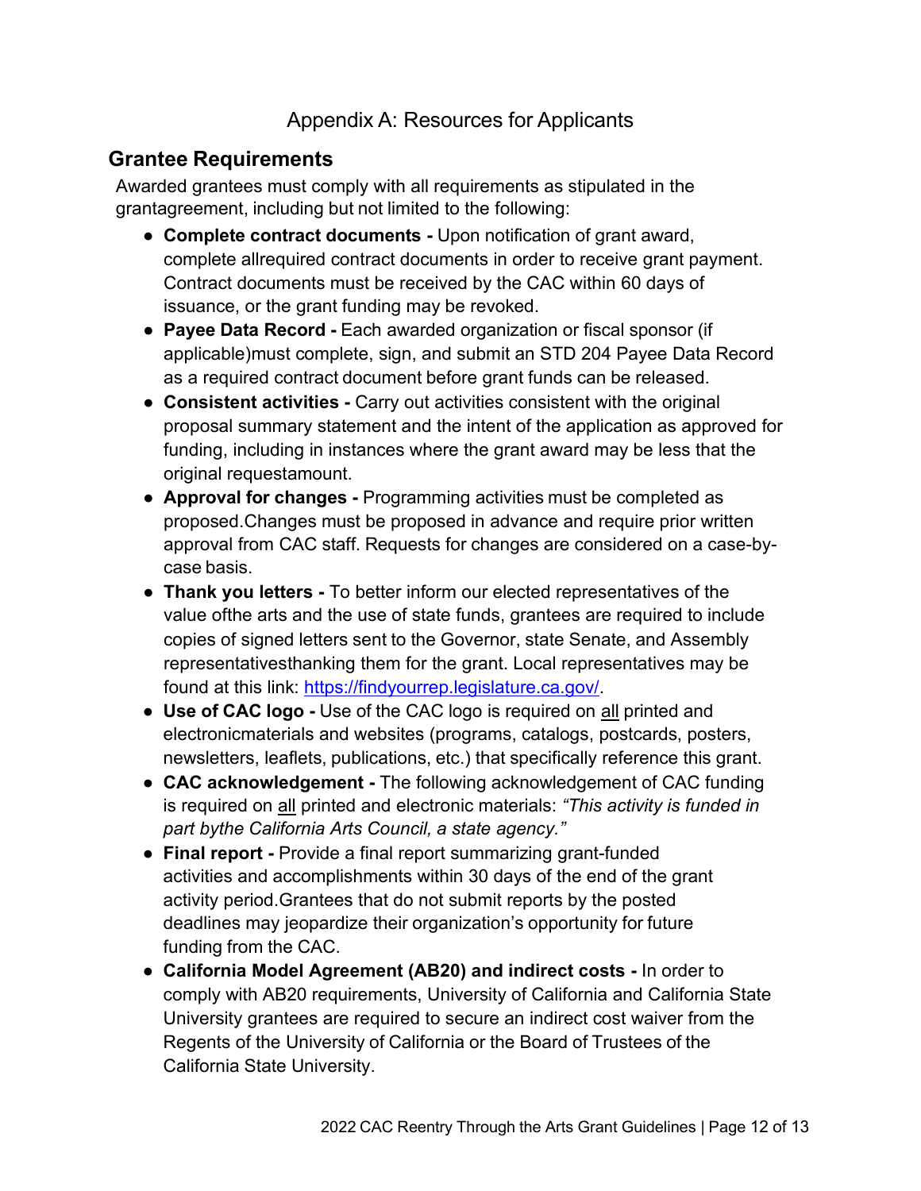# Appendix A: Resources for Applicants

## Grantee Requirements

Awarded grantees must comply with all requirements as stipulated in the grantagreement, including but not limited to the following:

- **Complete contract documents -** Upon notification of grant award, complete allrequired contract documents in order to receive grant payment. Contract documents must be received by the CAC within 60 days of issuance, or the grant funding may be revoked.
- **Payee Data Record -** Each awarded organization or fiscal sponsor (if applicable)must complete, sign, and submit an STD 204 Payee Data Record as a required contract document before grant funds can be released.
- **Consistent activities -** Carry out activities consistent with the original proposal summary statement and the intent of the application as approved for funding, including in instances where the grant award may be less that the original requestamount.
- **Approval for changes -** Programming activities must be completed as proposed.Changes must be proposed in advance and require prior written approval from CAC staff. Requests for changes are considered on a case-by-case basis.
- **Thank you letters -** To better inform our elected representatives of the value ofthe arts and the use of state funds, grantees are required to include copies of signed letters sent to the Governor, state Senate, and Assembly representativesthanking them for the grant. Local representatives may be found at this link: [https://findyourrep.legislature.ca.gov/](https://findyourrep.legislature.ca.gov/).
- **Use of CAC logo -** Use of the CAC logo is required on <u>all</u> printed and electronicmaterials and websites (programs, catalogs, postcards, posters, newsletters, leaflets, publications, etc.) that specifically reference this grant.
- **CAC acknowledgement -** The following acknowledgement of CAC funding is required on <u>all</u> printed and electronic materials: *"This activity is funded in part bythe California Arts Council, a state agency."*
- **Final report -** Provide a final report summarizing grant-funded activities and accomplishments within 30 days of the end of the grant activity period.Grantees that do not submit reports by the posted deadlines may jeopardize their organization's opportunity for future funding from the CAC.
- **California Model Agreement (AB20) and indirect costs -** In order to comply with AB20 requirements, University of California and California State University grantees are required to secure an indirect cost waiver from the Regents of the University of California or the Board of Trustees of the California State University.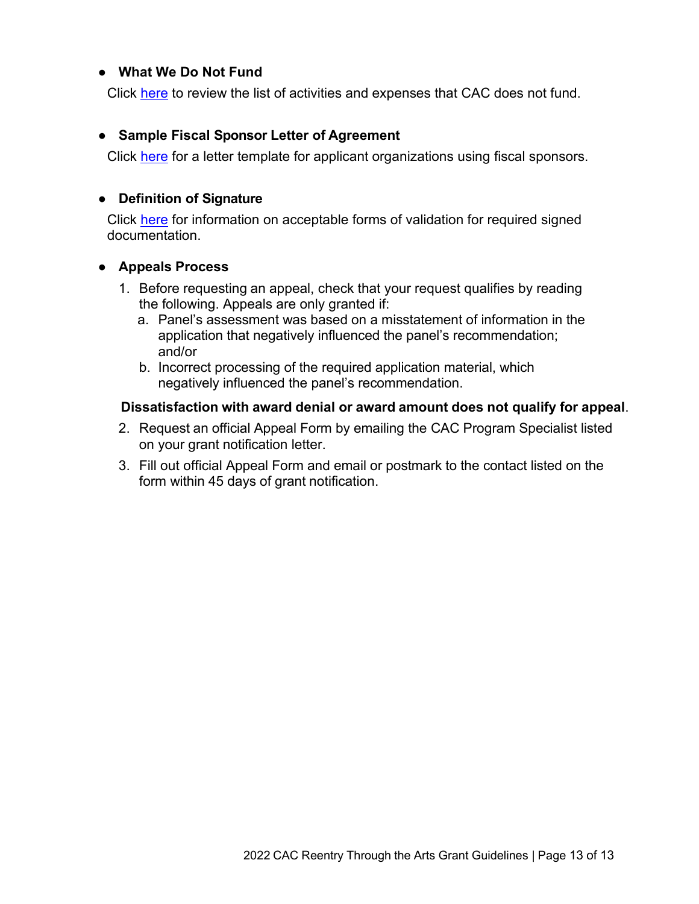- **What We Do Not Fund**

  Click here to review the list of activities and expenses that CAC does not fund.

- **Sample Fiscal Sponsor Letter of Agreement**

  Click here for a letter template for applicant organizations using fiscal sponsors.

- **Definition of Signature**

  Click here for information on acceptable forms of validation for required signed documentation.

- **Appeals Process**

  1. Before requesting an appeal, check that your request qualifies by reading the following. Appeals are only granted if:
     a. Panel's assessment was based on a misstatement of information in the application that negatively influenced the panel's recommendation; and/or
     b. Incorrect processing of the required application material, which negatively influenced the panel's recommendation.

     **Dissatisfaction with award denial or award amount does not qualify for appeal**.

  2. Request an official Appeal Form by emailing the CAC Program Specialist listed on your grant notification letter.
  3. Fill out official Appeal Form and email or postmark to the contact listed on the form within 45 days of grant notification.